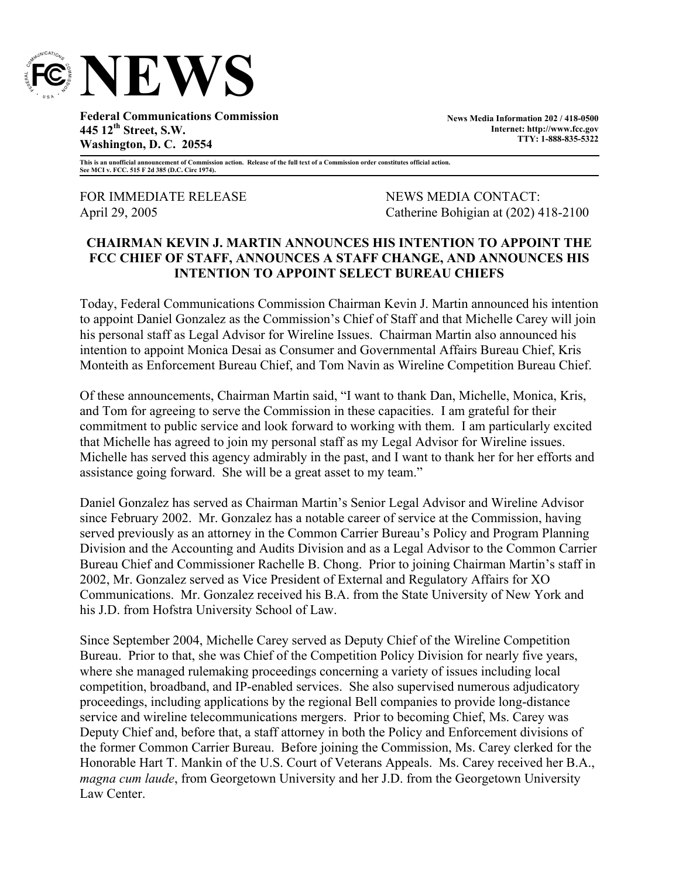# NEWS

**Federal Communications Commission**
**445 12th Street, S.W.**
**Washington, D. C. 20554**

**News Media Information 202 / 418-0500**
**Internet: http://www.fcc.gov**
**TTY: 1-888-835-5322**

**This is an unofficial announcement of Commission action. Release of the full text of a Commission order constitutes official action. See MCI v. FCC. 515 F 2d 385 (D.C. Circ 1974).**

FOR IMMEDIATE RELEASE
April 29, 2005

NEWS MEDIA CONTACT:
Catherine Bohigian at (202) 418-2100

### CHAIRMAN KEVIN J. MARTIN ANNOUNCES HIS INTENTION TO APPOINT THE FCC CHIEF OF STAFF, ANNOUNCES A STAFF CHANGE, AND ANNOUNCES HIS INTENTION TO APPOINT SELECT BUREAU CHIEFS

Today, Federal Communications Commission Chairman Kevin J. Martin announced his intention to appoint Daniel Gonzalez as the Commission's Chief of Staff and that Michelle Carey will join his personal staff as Legal Advisor for Wireline Issues. Chairman Martin also announced his intention to appoint Monica Desai as Consumer and Governmental Affairs Bureau Chief, Kris Monteith as Enforcement Bureau Chief, and Tom Navin as Wireline Competition Bureau Chief.

Of these announcements, Chairman Martin said, "I want to thank Dan, Michelle, Monica, Kris, and Tom for agreeing to serve the Commission in these capacities. I am grateful for their commitment to public service and look forward to working with them. I am particularly excited that Michelle has agreed to join my personal staff as my Legal Advisor for Wireline issues. Michelle has served this agency admirably in the past, and I want to thank her for her efforts and assistance going forward. She will be a great asset to my team."

Daniel Gonzalez has served as Chairman Martin's Senior Legal Advisor and Wireline Advisor since February 2002. Mr. Gonzalez has a notable career of service at the Commission, having served previously as an attorney in the Common Carrier Bureau's Policy and Program Planning Division and the Accounting and Audits Division and as a Legal Advisor to the Common Carrier Bureau Chief and Commissioner Rachelle B. Chong. Prior to joining Chairman Martin's staff in 2002, Mr. Gonzalez served as Vice President of External and Regulatory Affairs for XO Communications. Mr. Gonzalez received his B.A. from the State University of New York and his J.D. from Hofstra University School of Law.

Since September 2004, Michelle Carey served as Deputy Chief of the Wireline Competition Bureau. Prior to that, she was Chief of the Competition Policy Division for nearly five years, where she managed rulemaking proceedings concerning a variety of issues including local competition, broadband, and IP-enabled services. She also supervised numerous adjudicatory proceedings, including applications by the regional Bell companies to provide long-distance service and wireline telecommunications mergers. Prior to becoming Chief, Ms. Carey was Deputy Chief and, before that, a staff attorney in both the Policy and Enforcement divisions of the former Common Carrier Bureau. Before joining the Commission, Ms. Carey clerked for the Honorable Hart T. Mankin of the U.S. Court of Veterans Appeals. Ms. Carey received her B.A., *magna cum laude*, from Georgetown University and her J.D. from the Georgetown University Law Center.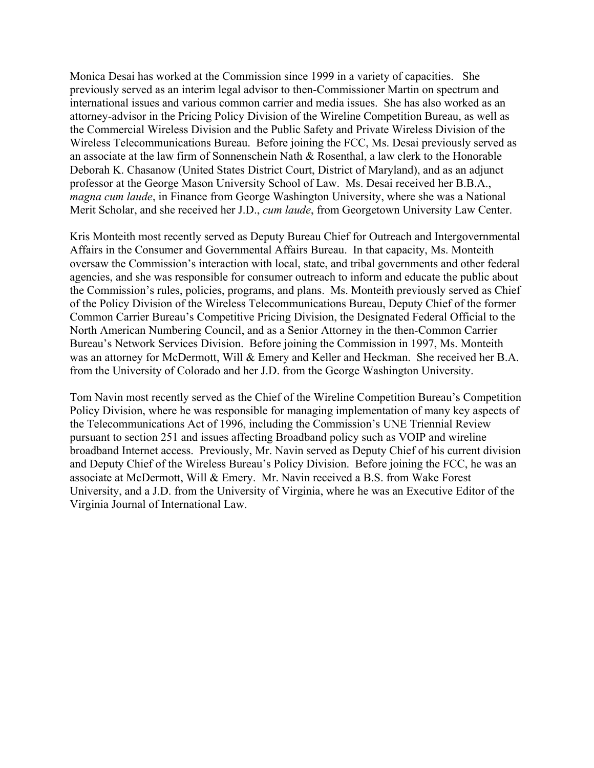Monica Desai has worked at the Commission since 1999 in a variety of capacities. She previously served as an interim legal advisor to then-Commissioner Martin on spectrum and international issues and various common carrier and media issues. She has also worked as an attorney-advisor in the Pricing Policy Division of the Wireline Competition Bureau, as well as the Commercial Wireless Division and the Public Safety and Private Wireless Division of the Wireless Telecommunications Bureau. Before joining the FCC, Ms. Desai previously served as an associate at the law firm of Sonnenschein Nath & Rosenthal, a law clerk to the Honorable Deborah K. Chasanow (United States District Court, District of Maryland), and as an adjunct professor at the George Mason University School of Law. Ms. Desai received her B.B.A., *magna cum laude*, in Finance from George Washington University, where she was a National Merit Scholar, and she received her J.D., *cum laude*, from Georgetown University Law Center.

Kris Monteith most recently served as Deputy Bureau Chief for Outreach and Intergovernmental Affairs in the Consumer and Governmental Affairs Bureau. In that capacity, Ms. Monteith oversaw the Commission's interaction with local, state, and tribal governments and other federal agencies, and she was responsible for consumer outreach to inform and educate the public about the Commission's rules, policies, programs, and plans. Ms. Monteith previously served as Chief of the Policy Division of the Wireless Telecommunications Bureau, Deputy Chief of the former Common Carrier Bureau's Competitive Pricing Division, the Designated Federal Official to the North American Numbering Council, and as a Senior Attorney in the then-Common Carrier Bureau's Network Services Division. Before joining the Commission in 1997, Ms. Monteith was an attorney for McDermott, Will & Emery and Keller and Heckman. She received her B.A. from the University of Colorado and her J.D. from the George Washington University.

Tom Navin most recently served as the Chief of the Wireline Competition Bureau's Competition Policy Division, where he was responsible for managing implementation of many key aspects of the Telecommunications Act of 1996, including the Commission's UNE Triennial Review pursuant to section 251 and issues affecting Broadband policy such as VOIP and wireline broadband Internet access. Previously, Mr. Navin served as Deputy Chief of his current division and Deputy Chief of the Wireless Bureau's Policy Division. Before joining the FCC, he was an associate at McDermott, Will & Emery. Mr. Navin received a B.S. from Wake Forest University, and a J.D. from the University of Virginia, where he was an Executive Editor of the Virginia Journal of International Law.